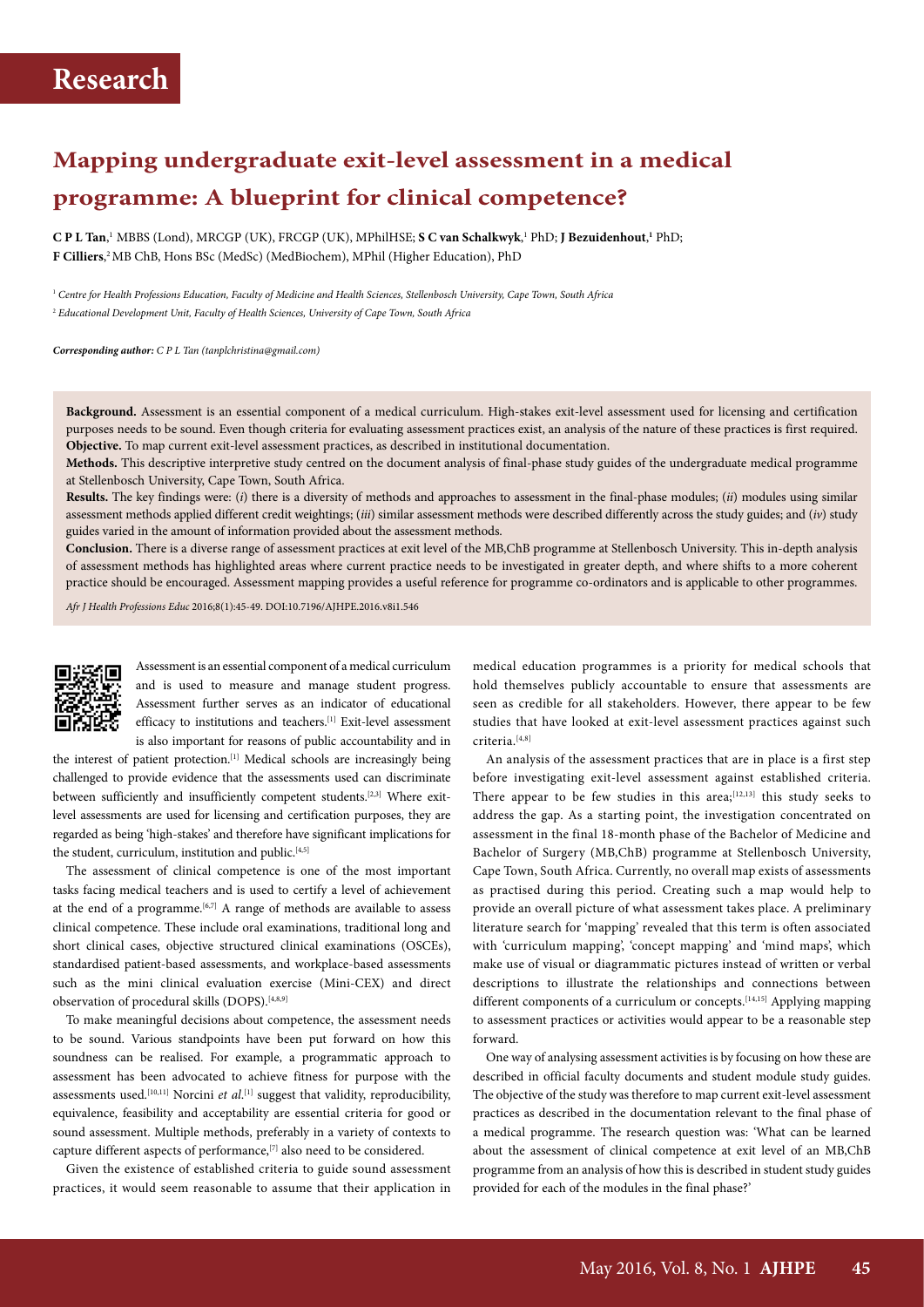# Research

## Mapping undergraduate exit-level assessment in a medical programme: A blueprint for clinical competence?

**C P L Tan**,[1] MBBS (Lond), MRCGP (UK), FRCGP (UK), MPhilHSE; **S C van Schalkwyk**,[1] PhD; **J Bezuidenhout**,[1] PhD; **F Cilliers**,[2] MB ChB, Hons BSc (MedSc) (MedBiochem), MPhil (Higher Education), PhD

[1] *Centre for Health Professions Education, Faculty of Medicine and Health Sciences, Stellenbosch University, Cape Town, South Africa*

[2] *Educational Development Unit, Faculty of Health Sciences, University of Cape Town, South Africa*

***Corresponding author:** C P L Tan (tanplchristina@gmail.com)*

**Background.** Assessment is an essential component of a medical curriculum. High-stakes exit-level assessment used for licensing and certification purposes needs to be sound. Even though criteria for evaluating assessment practices exist, an analysis of the nature of these practices is first required.

**Objective.** To map current exit-level assessment practices, as described in institutional documentation.

**Methods.** This descriptive interpretive study centred on the document analysis of final-phase study guides of the undergraduate medical programme at Stellenbosch University, Cape Town, South Africa.

**Results.** The key findings were: (*i*) there is a diversity of methods and approaches to assessment in the final-phase modules; (*ii*) modules using similar assessment methods applied different credit weightings; (*iii*) similar assessment methods were described differently across the study guides; and (*iv*) study guides varied in the amount of information provided about the assessment methods.

**Conclusion.** There is a diverse range of assessment practices at exit level of the MB,ChB programme at Stellenbosch University. This in-depth analysis of assessment methods has highlighted areas where current practice needs to be investigated in greater depth, and where shifts to a more coherent practice should be encouraged. Assessment mapping provides a useful reference for programme co-ordinators and is applicable to other programmes.

*Afr J Health Professions Educ* 2016;8(1):45-49. DOI:10.7196/AJHPE.2016.v8i1.546

Assessment is an essential component of a medical curriculum and is used to measure and manage student progress. Assessment further serves as an indicator of educational efficacy to institutions and teachers.[1] Exit-level assessment is also important for reasons of public accountability and in the interest of patient protection.[1] Medical schools are increasingly being challenged to provide evidence that the assessments used can discriminate between sufficiently and insufficiently competent students.[2,3] Where exit-level assessments are used for licensing and certification purposes, they are regarded as being 'high-stakes' and therefore have significant implications for the student, curriculum, institution and public.[4,5]

The assessment of clinical competence is one of the most important tasks facing medical teachers and is used to certify a level of achievement at the end of a programme.[6,7] A range of methods are available to assess clinical competence. These include oral examinations, traditional long and short clinical cases, objective structured clinical examinations (OSCEs), standardised patient-based assessments, and workplace-based assessments such as the mini clinical evaluation exercise (Mini-CEX) and direct observation of procedural skills (DOPS).[4,8,9]

To make meaningful decisions about competence, the assessment needs to be sound. Various standpoints have been put forward on how this soundness can be realised. For example, a programmatic approach to assessment has been advocated to achieve fitness for purpose with the assessments used.[10,11] Norcini *et al.*[1] suggest that validity, reproducibility, equivalence, feasibility and acceptability are essential criteria for good or sound assessment. Multiple methods, preferably in a variety of contexts to capture different aspects of performance,[7] also need to be considered.

Given the existence of established criteria to guide sound assessment practices, it would seem reasonable to assume that their application in medical education programmes is a priority for medical schools that hold themselves publicly accountable to ensure that assessments are seen as credible for all stakeholders. However, there appear to be few studies that have looked at exit-level assessment practices against such criteria.[4,8]

An analysis of the assessment practices that are in place is a first step before investigating exit-level assessment against established criteria. There appear to be few studies in this area;[12,13] this study seeks to address the gap. As a starting point, the investigation concentrated on assessment in the final 18-month phase of the Bachelor of Medicine and Bachelor of Surgery (MB,ChB) programme at Stellenbosch University, Cape Town, South Africa. Currently, no overall map exists of assessments as practised during this period. Creating such a map would help to provide an overall picture of what assessment takes place. A preliminary literature search for 'mapping' revealed that this term is often associated with 'curriculum mapping', 'concept mapping' and 'mind maps', which make use of visual or diagrammatic pictures instead of written or verbal descriptions to illustrate the relationships and connections between different components of a curriculum or concepts.[14,15] Applying mapping to assessment practices or activities would appear to be a reasonable step forward.

One way of analysing assessment activities is by focusing on how these are described in official faculty documents and student module study guides. The objective of the study was therefore to map current exit-level assessment practices as described in the documentation relevant to the final phase of a medical programme. The research question was: 'What can be learned about the assessment of clinical competence at exit level of an MB,ChB programme from an analysis of how this is described in student study guides provided for each of the modules in the final phase?'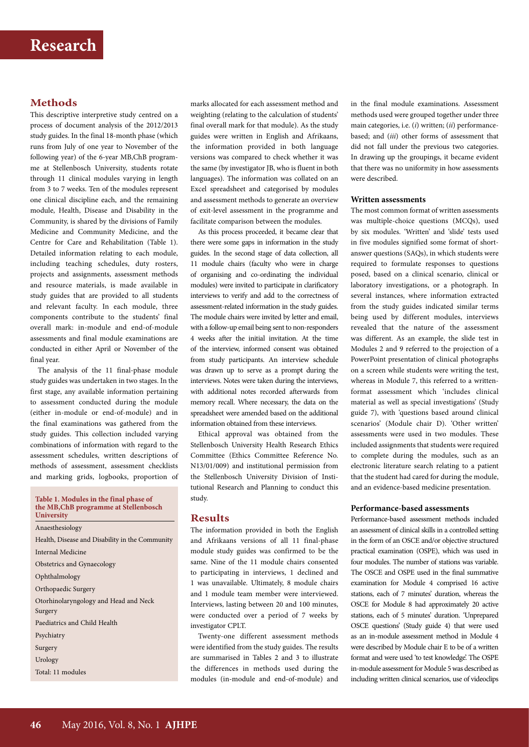## Methods

This descriptive interpretive study centred on a process of document analysis of the 2012/2013 study guides. In the final 18-month phase (which runs from July of one year to November of the following year) of the 6-year MB,ChB programme at Stellenbosch University, students rotate through 11 clinical modules varying in length from 3 to 7 weeks. Ten of the modules represent one clinical discipline each, and the remaining module, Health, Disease and Disability in the Community, is shared by the divisions of Family Medicine and Community Medicine, and the Centre for Care and Rehabilitation (Table 1). Detailed information relating to each module, including teaching schedules, duty rosters, projects and assignments, assessment methods and resource materials, is made available in study guides that are provided to all students and relevant faculty. In each module, three components contribute to the students' final overall mark: in-module and end-of-module assessments and final module examinations are conducted in either April or November of the final year.

The analysis of the 11 final-phase module study guides was undertaken in two stages. In the first stage, any available information pertaining to assessment conducted during the module (either in-module or end-of-module) and in the final examinations was gathered from the study guides. This collection included varying combinations of information with regard to the assessment schedules, written descriptions of methods of assessment, assessment checklists and marking grids, logbooks, proportion of marks allocated for each assessment method and weighting (relating to the calculation of students' final overall mark for that module). As the study guides were written in English and Afrikaans, the information provided in both language versions was compared to check whether it was the same (by investigator JB, who is fluent in both languages). The information was collated on an Excel spreadsheet and categorised by modules and assessment methods to generate an overview of exit-level assessment in the programme and facilitate comparison between the modules.

As this process proceeded, it became clear that there were some gaps in information in the study guides. In the second stage of data collection, all 11 module chairs (faculty who were in charge of organising and co-ordinating the individual modules) were invited to participate in clarificatory interviews to verify and add to the correctness of assessment-related information in the study guides. The module chairs were invited by letter and email, with a follow-up email being sent to non-responders 4 weeks after the initial invitation. At the time of the interview, informed consent was obtained from study participants. An interview schedule was drawn up to serve as a prompt during the interviews. Notes were taken during the interviews, with additional notes recorded afterwards from memory recall. Where necessary, the data on the spreadsheet were amended based on the additional information obtained from these interviews.

Ethical approval was obtained from the Stellenbosch University Health Research Ethics Committee (Ethics Committee Reference No. N13/01/009) and institutional permission from the Stellenbosch University Division of Institutional Research and Planning to conduct this study.

**Table 1. Modules in the final phase of the MB,ChB programme at Stellenbosch University**

| |
|---|
| Anaesthesiology |
| Health, Disease and Disability in the Community |
| Internal Medicine |
| Obstetrics and Gynaecology |
| Ophthalmology |
| Orthopaedic Surgery |
| Otorhinolaryngology and Head and Neck Surgery |
| Paediatrics and Child Health |
| Psychiatry |
| Surgery |
| Urology |
| Total: 11 modules |

## Results

The information provided in both the English and Afrikaans versions of all 11 final-phase module study guides was confirmed to be the same. Nine of the 11 module chairs consented to participating in interviews, 1 declined and 1 was unavailable. Ultimately, 8 module chairs and 1 module team member were interviewed. Interviews, lasting between 20 and 100 minutes, were conducted over a period of 7 weeks by investigator CPLT.

Twenty-one different assessment methods were identified from the study guides. The results are summarised in Tables 2 and 3 to illustrate the differences in methods used during the modules (in-module and end-of-module) and in the final module examinations. Assessment methods used were grouped together under three main categories, i.e. (*i*) written; (*ii*) performance-based; and (*iii*) other forms of assessment that did not fall under the previous two categories. In drawing up the groupings, it became evident that there was no uniformity in how assessments were described.

### Written assessments

The most common format of written assessments was multiple-choice questions (MCQs), used by six modules. 'Written' and 'slide' tests used in five modules signified some format of short-answer questions (SAQs), in which students were required to formulate responses to questions posed, based on a clinical scenario, clinical or laboratory investigations, or a photograph. In several instances, where information extracted from the study guides indicated similar terms being used by different modules, interviews revealed that the nature of the assessment was different. As an example, the slide test in Modules 2 and 9 referred to the projection of a PowerPoint presentation of clinical photographs on a screen while students were writing the test, whereas in Module 7, this referred to a written-format assessment which 'includes clinical material as well as special investigations' (Study guide 7), with 'questions based around clinical scenarios' (Module chair D). 'Other written' assessments were used in two modules. These included assignments that students were required to complete during the modules, such as an electronic literature search relating to a patient that the student had cared for during the module, and an evidence-based medicine presentation.

### Performance-based assessments

Performance-based assessment methods included an assessment of clinical skills in a controlled setting in the form of an OSCE and/or objective structured practical examination (OSPE), which was used in four modules. The number of stations was variable. The OSCE and OSPE used in the final summative examination for Module 4 comprised 16 active stations, each of 7 minutes' duration, whereas the OSCE for Module 8 had approximately 20 active stations, each of 5 minutes' duration. 'Unprepared OSCE questions' (Study guide 4) that were used as an in-module assessment method in Module 4 were described by Module chair E to be of a written format and were used 'to test knowledge'. The OSPE in-module assessment for Module 5 was described as including written clinical scenarios, use of videoclips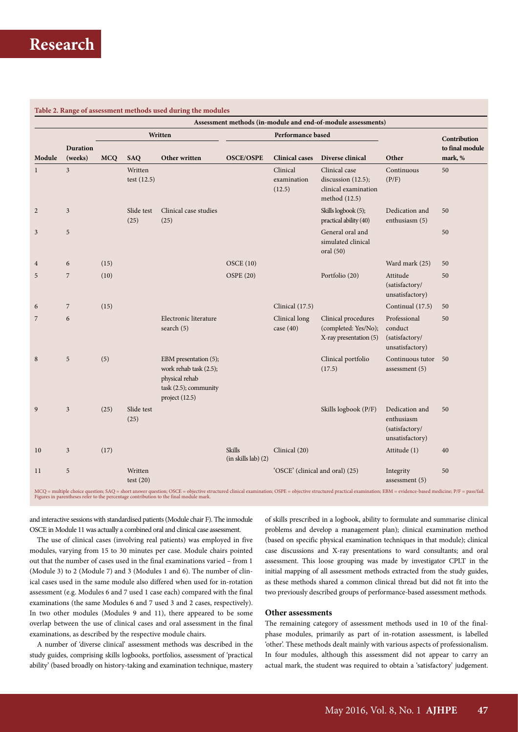**Table 2. Range of assessment methods used during the modules**

| | | Assessment methods (in-module and end-of-module assessments) | | | | | | | | |
|---|---|---|---|---|---|---|---|---|---|---|
| | | Written | | | Performance based | | | | | |
| Module | Duration (weeks) | MCQ | SAQ | Other written | OSCE/OSPE | Clinical cases | Diverse clinical | Other | Contribution to final module mark, % |
| 1 | 3 | | Written test (12.5) | | | Clinical examination (12.5) | Clinical case discussion (12.5); clinical examination method (12.5) | Continuous (P/F) | 50 |
| 2 | 3 | | Slide test (25) | Clinical case studies (25) | | | Skills logbook (5); practical ability (40) | Dedication and enthusiasm (5) | 50 |
| 3 | 5 | | | | | | General oral and simulated clinical oral (50) | | 50 |
| 4 | 6 | (15) | | | OSCE (10) | | | Ward mark (25) | 50 |
| 5 | 7 | (10) | | | OSPE (20) | | Portfolio (20) | Attitude (satisfactory/ unsatisfactory) | 50 |
| 6 | 7 | (15) | | | | Clinical (17.5) | | Continual (17.5) | 50 |
| 7 | 6 | | | Electronic literature search (5) | | Clinical long case (40) | Clinical procedures (completed: Yes/No); X-ray presentation (5) | Professional conduct (satisfactory/ unsatisfactory) | 50 |
| 8 | 5 | (5) | | EBM presentation (5); work rehab task (2.5); physical rehab task (2.5); community project (12.5) | | | Clinical portfolio (17.5) | Continuous tutor assessment (5) | 50 |
| 9 | 3 | (25) | Slide test (25) | | | | Skills logbook (P/F) | Dedication and enthusiasm (satisfactory/ unsatisfactory) | 50 |
| 10 | 3 | (17) | | | Skills (in skills lab) (2) | Clinical (20) | | Attitude (1) | 40 |
| 11 | 5 | | Written test (20) | | | 'OSCE' (clinical and oral) (25) | | Integrity assessment (5) | 50 |

MCQ = multiple choice question; SAQ = short answer question; OSCE = objective structured clinical examination; OSPE = objective structured practical examination; EBM = evidence-based medicine; P/F = pass/fail.
Figures in parentheses refer to the percentage contribution to the final module mark.

and interactive sessions with standardised patients (Module chair F). The inmodule OSCE in Module 11 was actually a combined oral and clinical case assessment.

The use of clinical cases (involving real patients) was employed in five modules, varying from 15 to 30 minutes per case. Module chairs pointed out that the number of cases used in the final examinations varied – from 1 (Module 3) to 2 (Module 7) and 3 (Modules 1 and 6). The number of clinical cases used in the same module also differed when used for in-rotation assessment (e.g. Modules 6 and 7 used 1 case each) compared with the final examinations (the same Modules 6 and 7 used 3 and 2 cases, respectively). In two other modules (Modules 9 and 11), there appeared to be some overlap between the use of clinical cases and oral assessment in the final examinations, as described by the respective module chairs.

A number of 'diverse clinical' assessment methods was described in the study guides, comprising skills logbooks, portfolios, assessment of 'practical ability' (based broadly on history-taking and examination technique, mastery of skills prescribed in a logbook, ability to formulate and summarise clinical problems and develop a management plan); clinical examination method (based on specific physical examination techniques in that module); clinical case discussions and X-ray presentations to ward consultants; and oral assessment. This loose grouping was made by investigator CPLT in the initial mapping of all assessment methods extracted from the study guides, as these methods shared a common clinical thread but did not fit into the two previously described groups of performance-based assessment methods.

### Other assessments

The remaining category of assessment methods used in 10 of the final-phase modules, primarily as part of in-rotation assessment, is labelled 'other'. These methods dealt mainly with various aspects of professionalism. In four modules, although this assessment did not appear to carry an actual mark, the student was required to obtain a 'satisfactory' judgement.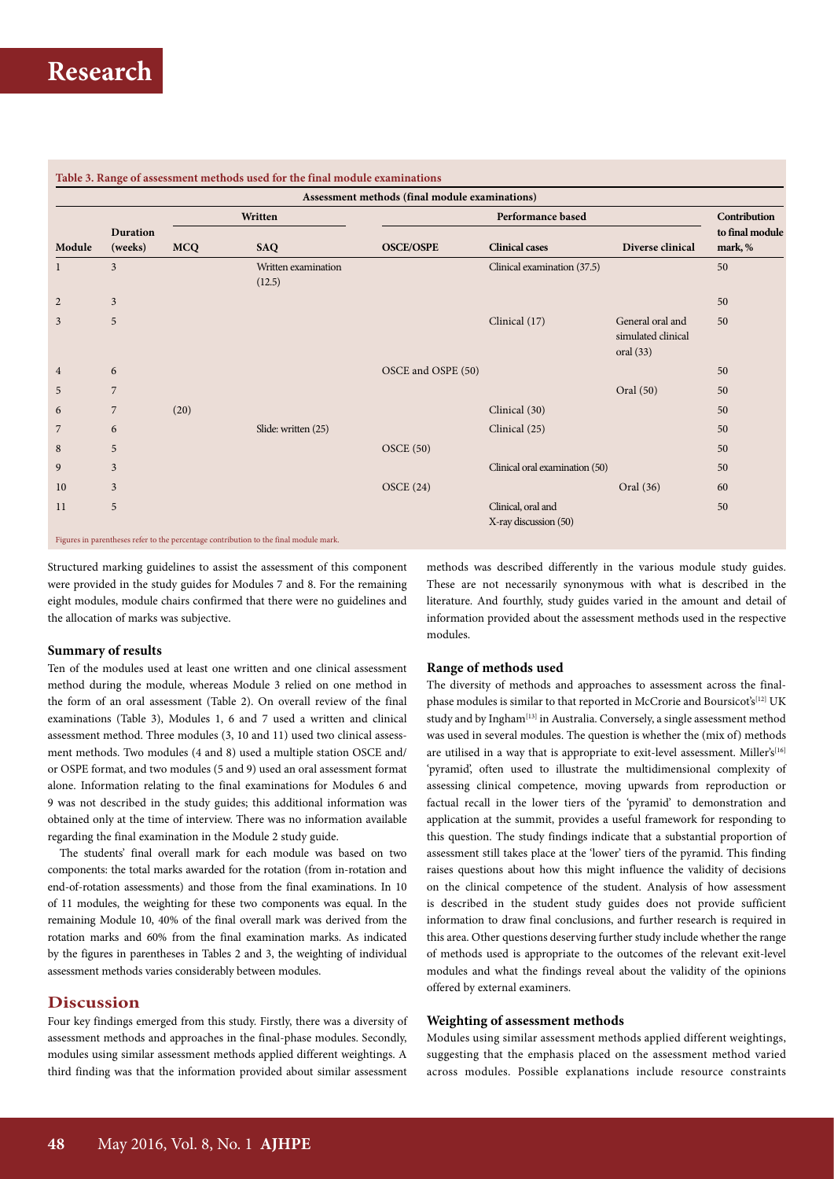**Table 3. Range of assessment methods used for the final module examinations**

| | | Assessment methods (final module examinations) | | | | | | |
|---|---|---|---|---|---|---|---|---|
| | | Written | | Performance based | | | | |
| Module | Duration (weeks) | MCQ | SAQ | OSCE/OSPE | Clinical cases | Diverse clinical | Contribution to final module mark, % |
| 1 | 3 | | Written examination (12.5) | | Clinical examination (37.5) | | 50 |
| 2 | 3 | | | | | | 50 |
| 3 | 5 | | | | Clinical (17) | General oral and simulated clinical oral (33) | 50 |
| 4 | 6 | | | OSCE and OSPE (50) | | | 50 |
| 5 | 7 | | | | | Oral (50) | 50 |
| 6 | 7 | (20) | | | Clinical (30) | | 50 |
| 7 | 6 | | Slide: written (25) | | Clinical (25) | | 50 |
| 8 | 5 | | | OSCE (50) | | | 50 |
| 9 | 3 | | | | Clinical oral examination (50) | | 50 |
| 10 | 3 | | | OSCE (24) | | Oral (36) | 60 |
| 11 | 5 | | | | Clinical, oral and X-ray discussion (50) | | 50 |

Figures in parentheses refer to the percentage contribution to the final module mark.

Structured marking guidelines to assist the assessment of this component were provided in the study guides for Modules 7 and 8. For the remaining eight modules, module chairs confirmed that there were no guidelines and the allocation of marks was subjective.

### Summary of results

Ten of the modules used at least one written and one clinical assessment method during the module, whereas Module 3 relied on one method in the form of an oral assessment (Table 2). On overall review of the final examinations (Table 3), Modules 1, 6 and 7 used a written and clinical assessment method. Three modules (3, 10 and 11) used two clinical assessment methods. Two modules (4 and 8) used a multiple station OSCE and/or OSPE format, and two modules (5 and 9) used an oral assessment format alone. Information relating to the final examinations for Modules 6 and 9 was not described in the study guides; this additional information was obtained only at the time of interview. There was no information available regarding the final examination in the Module 2 study guide.

The students' final overall mark for each module was based on two components: the total marks awarded for the rotation (from in-rotation and end-of-rotation assessments) and those from the final examinations. In 10 of 11 modules, the weighting for these two components was equal. In the remaining Module 10, 40% of the final overall mark was derived from the rotation marks and 60% from the final examination marks. As indicated by the figures in parentheses in Tables 2 and 3, the weighting of individual assessment methods varies considerably between modules.

## Discussion

Four key findings emerged from this study. Firstly, there was a diversity of assessment methods and approaches in the final-phase modules. Secondly, modules using similar assessment methods applied different weightings. A third finding was that the information provided about similar assessment methods was described differently in the various module study guides. These are not necessarily synonymous with what is described in the literature. And fourthly, study guides varied in the amount and detail of information provided about the assessment methods used in the respective modules.

### Range of methods used

The diversity of methods and approaches to assessment across the final-phase modules is similar to that reported in McCrorie and Boursicot's[12] UK study and by Ingham[13] in Australia. Conversely, a single assessment method was used in several modules. The question is whether the (mix of) methods are utilised in a way that is appropriate to exit-level assessment. Miller's[16] 'pyramid', often used to illustrate the multidimensional complexity of assessing clinical competence, moving upwards from reproduction or factual recall in the lower tiers of the 'pyramid' to demonstration and application at the summit, provides a useful framework for responding to this question. The study findings indicate that a substantial proportion of assessment still takes place at the 'lower' tiers of the pyramid. This finding raises questions about how this might influence the validity of decisions on the clinical competence of the student. Analysis of how assessment is described in the student study guides does not provide sufficient information to draw final conclusions, and further research is required in this area. Other questions deserving further study include whether the range of methods used is appropriate to the outcomes of the relevant exit-level modules and what the findings reveal about the validity of the opinions offered by external examiners.

### Weighting of assessment methods

Modules using similar assessment methods applied different weightings, suggesting that the emphasis placed on the assessment method varied across modules. Possible explanations include resource constraints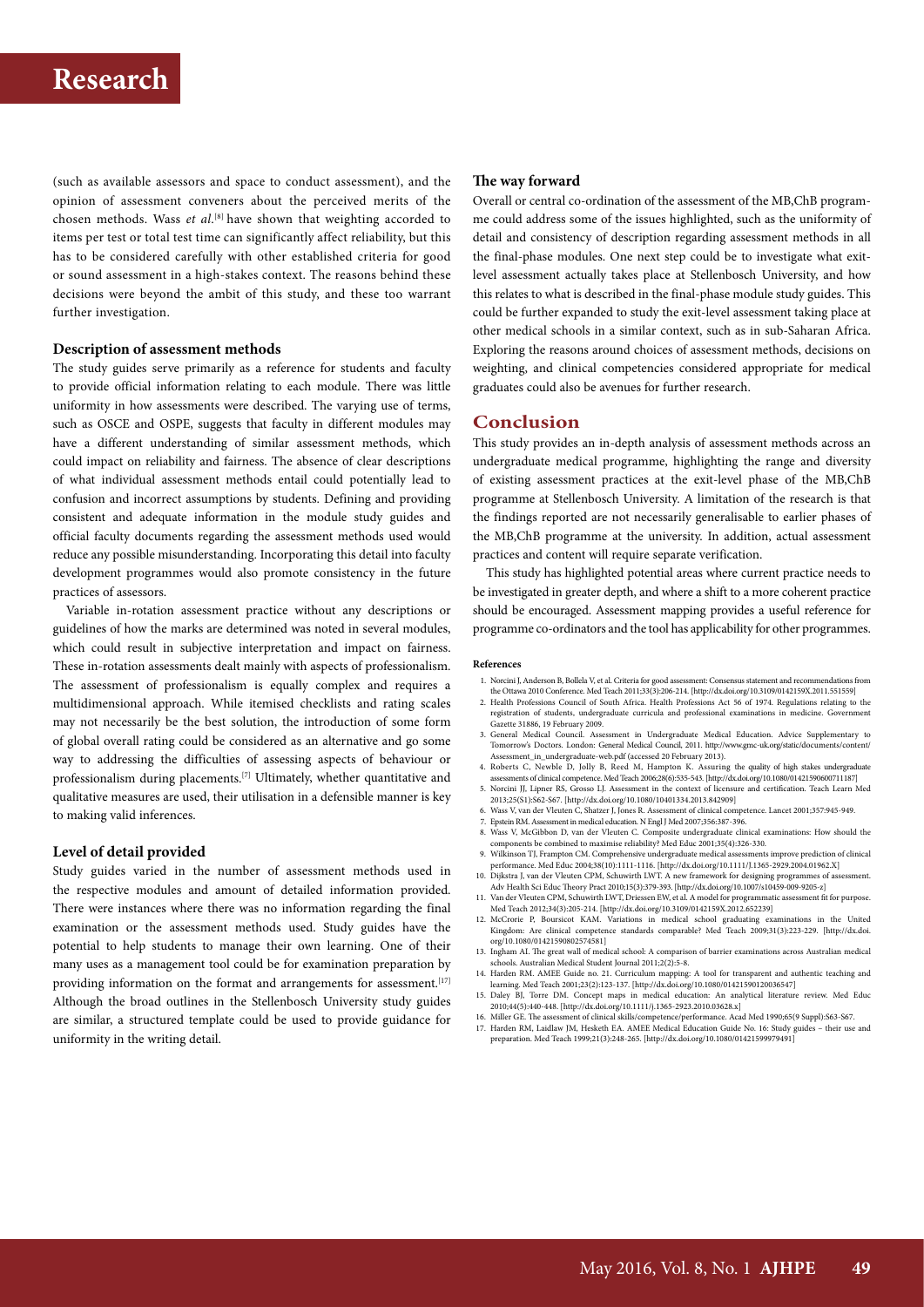(such as available assessors and space to conduct assessment), and the opinion of assessment conveners about the perceived merits of the chosen methods. Wass *et al.*[8] have shown that weighting accorded to items per test or total test time can significantly affect reliability, but this has to be considered carefully with other established criteria for good or sound assessment in a high-stakes context. The reasons behind these decisions were beyond the ambit of this study, and these too warrant further investigation.

### Description of assessment methods

The study guides serve primarily as a reference for students and faculty to provide official information relating to each module. There was little uniformity in how assessments were described. The varying use of terms, such as OSCE and OSPE, suggests that faculty in different modules may have a different understanding of similar assessment methods, which could impact on reliability and fairness. The absence of clear descriptions of what individual assessment methods entail could potentially lead to confusion and incorrect assumptions by students. Defining and providing consistent and adequate information in the module study guides and official faculty documents regarding the assessment methods used would reduce any possible misunderstanding. Incorporating this detail into faculty development programmes would also promote consistency in the future practices of assessors.

Variable in-rotation assessment practice without any descriptions or guidelines of how the marks are determined was noted in several modules, which could result in subjective interpretation and impact on fairness. These in-rotation assessments dealt mainly with aspects of professionalism. The assessment of professionalism is equally complex and requires a multidimensional approach. While itemised checklists and rating scales may not necessarily be the best solution, the introduction of some form of global overall rating could be considered as an alternative and go some way to addressing the difficulties of assessing aspects of behaviour or professionalism during placements.[7] Ultimately, whether quantitative and qualitative measures are used, their utilisation in a defensible manner is key to making valid inferences.

### Level of detail provided

Study guides varied in the number of assessment methods used in the respective modules and amount of detailed information provided. There were instances where there was no information regarding the final examination or the assessment methods used. Study guides have the potential to help students to manage their own learning. One of their many uses as a management tool could be for examination preparation by providing information on the format and arrangements for assessment.[17] Although the broad outlines in the Stellenbosch University study guides are similar, a structured template could be used to provide guidance for uniformity in the writing detail.

### The way forward

Overall or central co-ordination of the assessment of the MB,ChB programme could address some of the issues highlighted, such as the uniformity of detail and consistency of description regarding assessment methods in all the final-phase modules. One next step could be to investigate what exit-level assessment actually takes place at Stellenbosch University, and how this relates to what is described in the final-phase module study guides. This could be further expanded to study the exit-level assessment taking place at other medical schools in a similar context, such as in sub-Saharan Africa. Exploring the reasons around choices of assessment methods, decisions on weighting, and clinical competencies considered appropriate for medical graduates could also be avenues for further research.

## Conclusion

This study provides an in-depth analysis of assessment methods across an undergraduate medical programme, highlighting the range and diversity of existing assessment practices at the exit-level phase of the MB,ChB programme at Stellenbosch University. A limitation of the research is that the findings reported are not necessarily generalisable to earlier phases of the MB,ChB programme at the university. In addition, actual assessment practices and content will require separate verification.

This study has highlighted potential areas where current practice needs to be investigated in greater depth, and where a shift to a more coherent practice should be encouraged. Assessment mapping provides a useful reference for programme co-ordinators and the tool has applicability for other programmes.

**References**

1. Norcini J, Anderson B, Bollela V, et al. Criteria for good assessment: Consensus statement and recommendations from the Ottawa 2010 Conference. Med Teach 2011;33(3):206-214. [http://dx.doi.org/10.3109/0142159X.2011.551559]
2. Health Professions Council of South Africa. Health Professions Act 56 of 1974. Regulations relating to the registration of students, undergraduate curricula and professional examinations in medicine. Government Gazette 31886, 19 February 2009.
3. General Medical Council. Assessment in Undergraduate Medical Education. Advice Supplementary to Tomorrow's Doctors. London: General Medical Council, 2011. http://www.gmc-uk.org/static/documents/content/Assessment_in_undergraduate-web.pdf (accessed 20 February 2013).
4. Roberts C, Newble D, Jolly B, Reed M, Hampton K. Assuring the quality of high stakes undergraduate assessments of clinical competence. Med Teach 2006;28(6):535-543. [http://dx.doi.org/10.1080/01421590600711187]
5. Norcini JJ, Lipner RS, Grosso LJ. Assessment in the context of licensure and certification. Teach Learn Med 2013;25(S1):S62-S67. [http://dx.doi.org/10.1080/10401334.2013.842909]
6. Wass V, van der Vleuten C, Shatzer J, Jones R. Assessment of clinical competence. Lancet 2001;357:945-949.
7. Epstein RM. Assessment in medical education. N Engl J Med 2007;356:387-396.
8. Wass V, McGibbon D, van der Vleuten C. Composite undergraduate clinical examinations: How should the components be combined to maximise reliability? Med Educ 2001;35(4):326-330.
9. Wilkinson TJ, Frampton CM. Comprehensive undergraduate medical assessments improve prediction of clinical performance. Med Educ 2004;38(10):1111-1116. [http://dx.doi.org/10.1111/j.1365-2929.2004.01962.X]
10. Dijkstra J, van der Vleuten CPM, Schuwirth LWT. A new framework for designing programmes of assessment. Adv Health Sci Educ Theory Pract 2010;15(3):379-393. [http://dx.doi.org/10.1007/s10459-009-9205-z]
11. Van der Vleuten CPM, Schuwirth LWT, Driessen EW, et al. A model for programmatic assessment fit for purpose. Med Teach 2012;34(3):205-214. [http://dx.doi.org/10.3109/0142159X.2012.652239]
12. McCrorie P, Boursicot KAM. Variations in medical school graduating examinations in the United Kingdom: Are clinical competence standards comparable? Med Teach 2009;31(3):223-229. [http://dx.doi.org/10.1080/01421590802574581]
13. Ingham AI. The great wall of medical school: A comparison of barrier examinations across Australian medical schools. Australian Medical Student Journal 2011;2(2):5-8.
14. Harden RM. AMEE Guide no. 21. Curriculum mapping: A tool for transparent and authentic teaching and learning. Med Teach 2001;23(2):123-137. [http://dx.doi.org/10.1080/01421590120036547]
15. Daley BJ, Torre DM. Concept maps in medical education: An analytical literature review. Med Educ 2010;44(5):440-448. [http://dx.doi.org/10.1111/j.1365-2923.2010.03628.x]
16. Miller GE. The assessment of clinical skills/competence/performance. Acad Med 1990;65(9 Suppl):S63-S67.
17. Harden RM, Laidlaw JM, Hesketh EA. AMEE Medical Education Guide No. 16: Study guides – their use and preparation. Med Teach 1999;21(3):248-265. [http://dx.doi.org/10.1080/01421599979491]